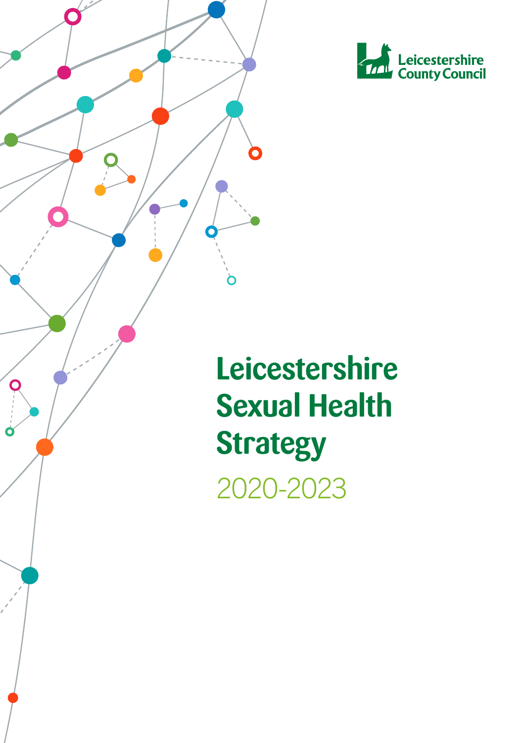Leicestershire County Council

# Leicestershire Sexual Health Strategy

2020-2023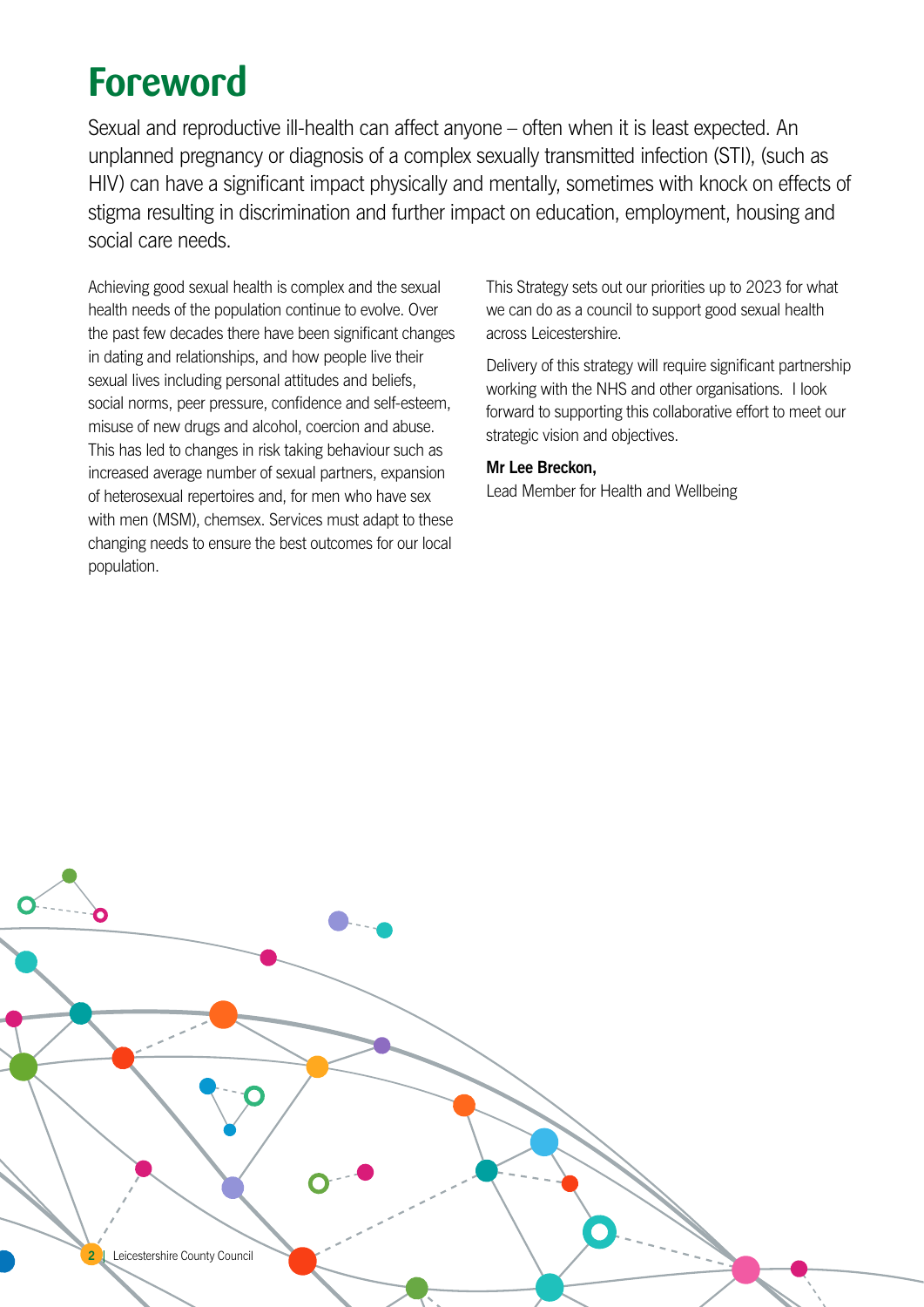# Foreword

Sexual and reproductive ill-health can affect anyone – often when it is least expected. An unplanned pregnancy or diagnosis of a complex sexually transmitted infection (STI), (such as HIV) can have a significant impact physically and mentally, sometimes with knock on effects of stigma resulting in discrimination and further impact on education, employment, housing and social care needs.

Achieving good sexual health is complex and the sexual health needs of the population continue to evolve. Over the past few decades there have been significant changes in dating and relationships, and how people live their sexual lives including personal attitudes and beliefs, social norms, peer pressure, confidence and self-esteem, misuse of new drugs and alcohol, coercion and abuse. This has led to changes in risk taking behaviour such as increased average number of sexual partners, expansion of heterosexual repertoires and, for men who have sex with men (MSM), chemsex. Services must adapt to these changing needs to ensure the best outcomes for our local population.

This Strategy sets out our priorities up to 2023 for what we can do as a council to support good sexual health across Leicestershire.

Delivery of this strategy will require significant partnership working with the NHS and other organisations. I look forward to supporting this collaborative effort to meet our strategic vision and objectives.

**Mr Lee Breckon,**
Lead Member for Health and Wellbeing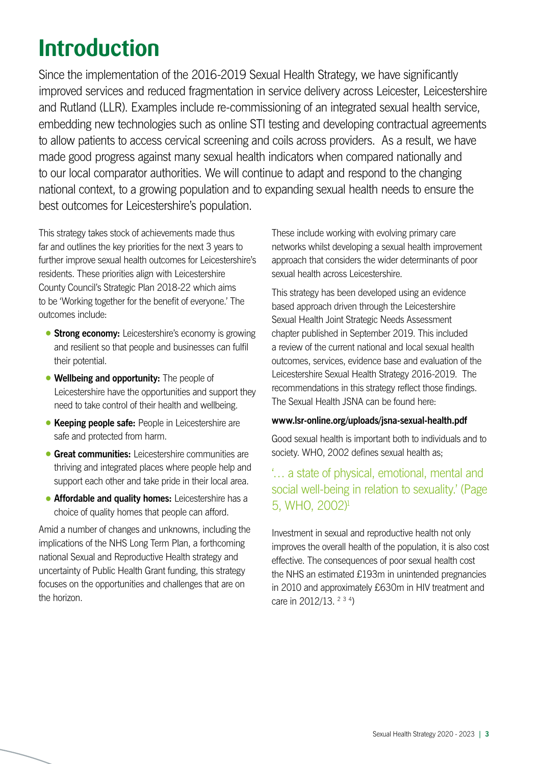# Introduction

Since the implementation of the 2016-2019 Sexual Health Strategy, we have significantly improved services and reduced fragmentation in service delivery across Leicester, Leicestershire and Rutland (LLR). Examples include re-commissioning of an integrated sexual health service, embedding new technologies such as online STI testing and developing contractual agreements to allow patients to access cervical screening and coils across providers. As a result, we have made good progress against many sexual health indicators when compared nationally and to our local comparator authorities. We will continue to adapt and respond to the changing national context, to a growing population and to expanding sexual health needs to ensure the best outcomes for Leicestershire's population.

This strategy takes stock of achievements made thus far and outlines the key priorities for the next 3 years to further improve sexual health outcomes for Leicestershire's residents. These priorities align with Leicestershire County Council's Strategic Plan 2018-22 which aims to be 'Working together for the benefit of everyone.' The outcomes include:

- **Strong economy:** Leicestershire's economy is growing and resilient so that people and businesses can fulfil their potential.
- **Wellbeing and opportunity:** The people of Leicestershire have the opportunities and support they need to take control of their health and wellbeing.
- **Keeping people safe:** People in Leicestershire are safe and protected from harm.
- **Great communities:** Leicestershire communities are thriving and integrated places where people help and support each other and take pride in their local area.
- **Affordable and quality homes:** Leicestershire has a choice of quality homes that people can afford.

Amid a number of changes and unknowns, including the implications of the NHS Long Term Plan, a forthcoming national Sexual and Reproductive Health strategy and uncertainty of Public Health Grant funding, this strategy focuses on the opportunities and challenges that are on the horizon.

These include working with evolving primary care networks whilst developing a sexual health improvement approach that considers the wider determinants of poor sexual health across Leicestershire.

This strategy has been developed using an evidence based approach driven through the Leicestershire Sexual Health Joint Strategic Needs Assessment chapter published in September 2019. This included a review of the current national and local sexual health outcomes, services, evidence base and evaluation of the Leicestershire Sexual Health Strategy 2016-2019. The recommendations in this strategy reflect those findings. The Sexual Health JSNA can be found here:

**www.lsr-online.org/uploads/jsna-sexual-health.pdf**

Good sexual health is important both to individuals and to society. WHO, 2002 defines sexual health as;

> '… a state of physical, emotional, mental and social well-being in relation to sexuality.' (Page 5, WHO, 2002)[1]

Investment in sexual and reproductive health not only improves the overall health of the population, it is also cost effective. The consequences of poor sexual health cost the NHS an estimated £193m in unintended pregnancies in 2010 and approximately £630m in HIV treatment and care in 2012/13. [2 3 4])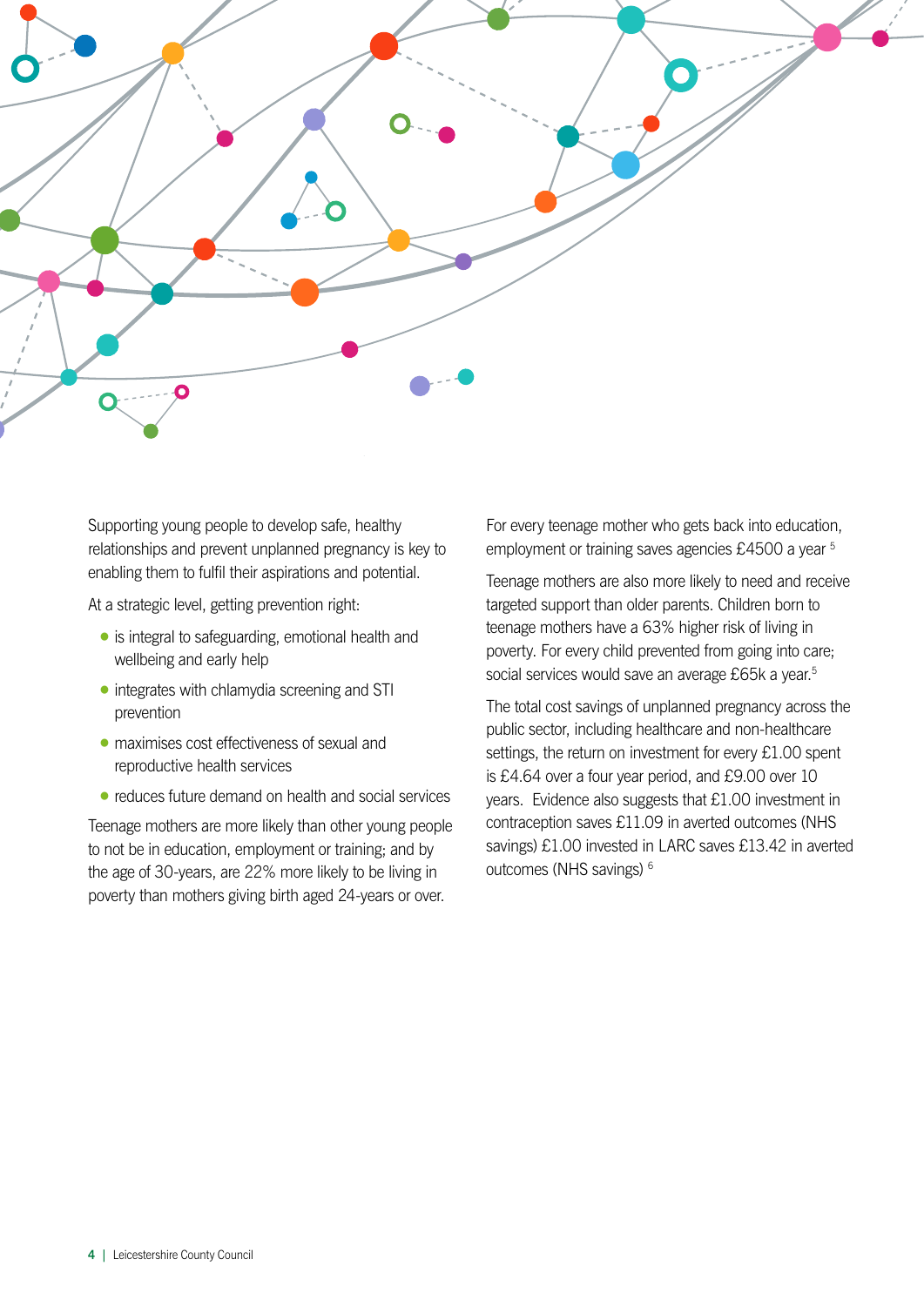Supporting young people to develop safe, healthy relationships and prevent unplanned pregnancy is key to enabling them to fulfil their aspirations and potential.

At a strategic level, getting prevention right:

- is integral to safeguarding, emotional health and wellbeing and early help
- integrates with chlamydia screening and STI prevention
- maximises cost effectiveness of sexual and reproductive health services
- reduces future demand on health and social services

Teenage mothers are more likely than other young people to not be in education, employment or training; and by the age of 30-years, are 22% more likely to be living in poverty than mothers giving birth aged 24-years or over.

For every teenage mother who gets back into education, employment or training saves agencies £4500 a year [5]

Teenage mothers are also more likely to need and receive targeted support than older parents. Children born to teenage mothers have a 63% higher risk of living in poverty. For every child prevented from going into care; social services would save an average £65k a year.[5]

The total cost savings of unplanned pregnancy across the public sector, including healthcare and non-healthcare settings, the return on investment for every £1.00 spent is £4.64 over a four year period, and £9.00 over 10 years. Evidence also suggests that £1.00 investment in contraception saves £11.09 in averted outcomes (NHS savings) £1.00 invested in LARC saves £13.42 in averted outcomes (NHS savings) [6]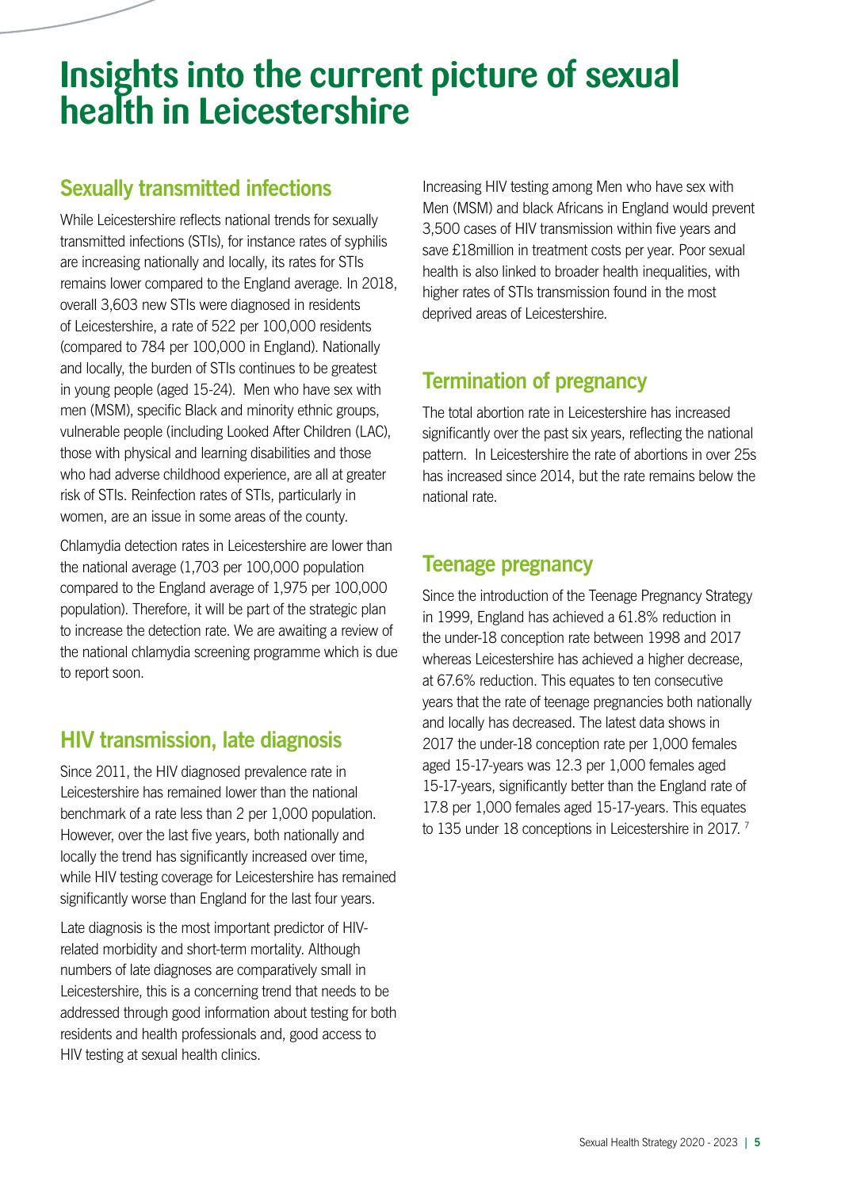# Insights into the current picture of sexual health in Leicestershire

## Sexually transmitted infections

While Leicestershire reflects national trends for sexually transmitted infections (STIs), for instance rates of syphilis are increasing nationally and locally, its rates for STIs remains lower compared to the England average. In 2018, overall 3,603 new STIs were diagnosed in residents of Leicestershire, a rate of 522 per 100,000 residents (compared to 784 per 100,000 in England). Nationally and locally, the burden of STIs continues to be greatest in young people (aged 15-24). Men who have sex with men (MSM), specific Black and minority ethnic groups, vulnerable people (including Looked After Children (LAC), those with physical and learning disabilities and those who had adverse childhood experience, are all at greater risk of STIs. Reinfection rates of STIs, particularly in women, are an issue in some areas of the county.

Chlamydia detection rates in Leicestershire are lower than the national average (1,703 per 100,000 population compared to the England average of 1,975 per 100,000 population). Therefore, it will be part of the strategic plan to increase the detection rate. We are awaiting a review of the national chlamydia screening programme which is due to report soon.

## HIV transmission, late diagnosis

Since 2011, the HIV diagnosed prevalence rate in Leicestershire has remained lower than the national benchmark of a rate less than 2 per 1,000 population. However, over the last five years, both nationally and locally the trend has significantly increased over time, while HIV testing coverage for Leicestershire has remained significantly worse than England for the last four years.

Late diagnosis is the most important predictor of HIV-related morbidity and short-term mortality. Although numbers of late diagnoses are comparatively small in Leicestershire, this is a concerning trend that needs to be addressed through good information about testing for both residents and health professionals and, good access to HIV testing at sexual health clinics.

Increasing HIV testing among Men who have sex with Men (MSM) and black Africans in England would prevent 3,500 cases of HIV transmission within five years and save £18million in treatment costs per year. Poor sexual health is also linked to broader health inequalities, with higher rates of STIs transmission found in the most deprived areas of Leicestershire.

## Termination of pregnancy

The total abortion rate in Leicestershire has increased significantly over the past six years, reflecting the national pattern. In Leicestershire the rate of abortions in over 25s has increased since 2014, but the rate remains below the national rate.

## Teenage pregnancy

Since the introduction of the Teenage Pregnancy Strategy in 1999, England has achieved a 61.8% reduction in the under-18 conception rate between 1998 and 2017 whereas Leicestershire has achieved a higher decrease, at 67.6% reduction. This equates to ten consecutive years that the rate of teenage pregnancies both nationally and locally has decreased. The latest data shows in 2017 the under-18 conception rate per 1,000 females aged 15-17-years was 12.3 per 1,000 females aged 15-17-years, significantly better than the England rate of 17.8 per 1,000 females aged 15-17-years. This equates to 135 under 18 conceptions in Leicestershire in 2017. [7]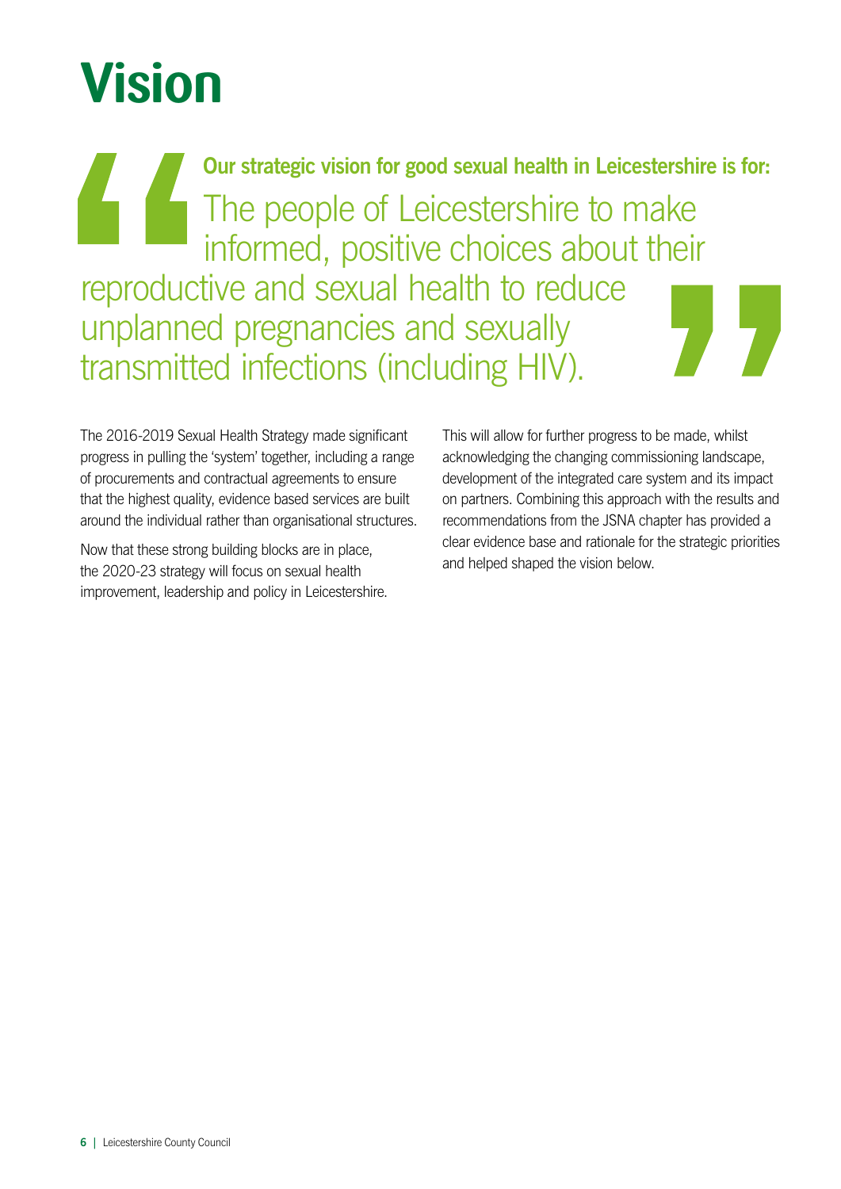# Vision

**Our strategic vision for good sexual health in Leicestershire is for:**

> The people of Leicestershire to make informed, positive choices about their reproductive and sexual health to reduce unplanned pregnancies and sexually transmitted infections (including HIV).

The 2016-2019 Sexual Health Strategy made significant progress in pulling the 'system' together, including a range of procurements and contractual agreements to ensure that the highest quality, evidence based services are built around the individual rather than organisational structures.

Now that these strong building blocks are in place, the 2020-23 strategy will focus on sexual health improvement, leadership and policy in Leicestershire.

This will allow for further progress to be made, whilst acknowledging the changing commissioning landscape, development of the integrated care system and its impact on partners. Combining this approach with the results and recommendations from the JSNA chapter has provided a clear evidence base and rationale for the strategic priorities and helped shaped the vision below.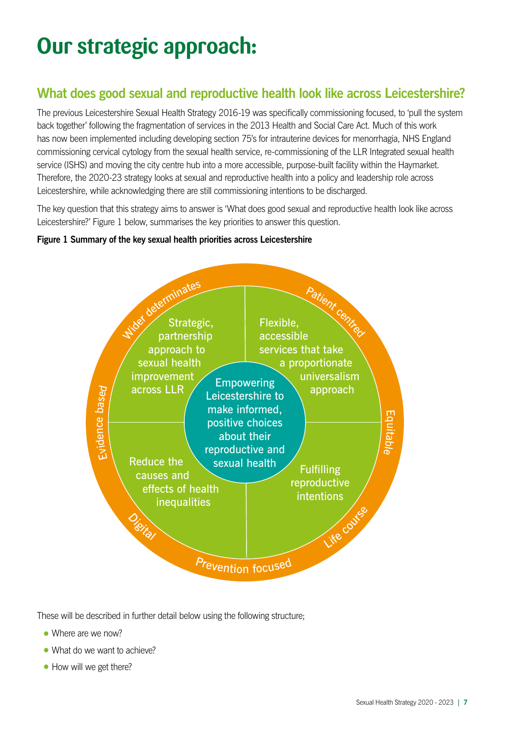# Our strategic approach:

## What does good sexual and reproductive health look like across Leicestershire?

The previous Leicestershire Sexual Health Strategy 2016-19 was specifically commissioning focused, to 'pull the system back together' following the fragmentation of services in the 2013 Health and Social Care Act. Much of this work has now been implemented including developing section 75's for intrauterine devices for menorrhagia, NHS England commissioning cervical cytology from the sexual health service, re-commissioning of the LLR Integrated sexual health service (ISHS) and moving the city centre hub into a more accessible, purpose-built facility within the Haymarket. Therefore, the 2020-23 strategy looks at sexual and reproductive health into a policy and leadership role across Leicestershire, while acknowledging there are still commissioning intentions to be discharged.

The key question that this strategy aims to answer is 'What does good sexual and reproductive health look like across Leicestershire?' Figure 1 below, summarises the key priorities to answer this question.

**Figure 1 Summary of the key sexual health priorities across Leicestershire**

Centre: Empowering Leicestershire to make informed, positive choices about their reproductive and sexual health

- Strategic, partnership approach to sexual health improvement across LLR
- Flexible, accessible services that take a proportionate universalism approach
- Reduce the causes and effects of health inequalities
- Fulfilling reproductive intentions

Outer ring: Wider determinates, Patient centred, Equitable, Life course, Prevention focused, Digital, Evidence based

These will be described in further detail below using the following structure;

- Where are we now?
- What do we want to achieve?
- How will we get there?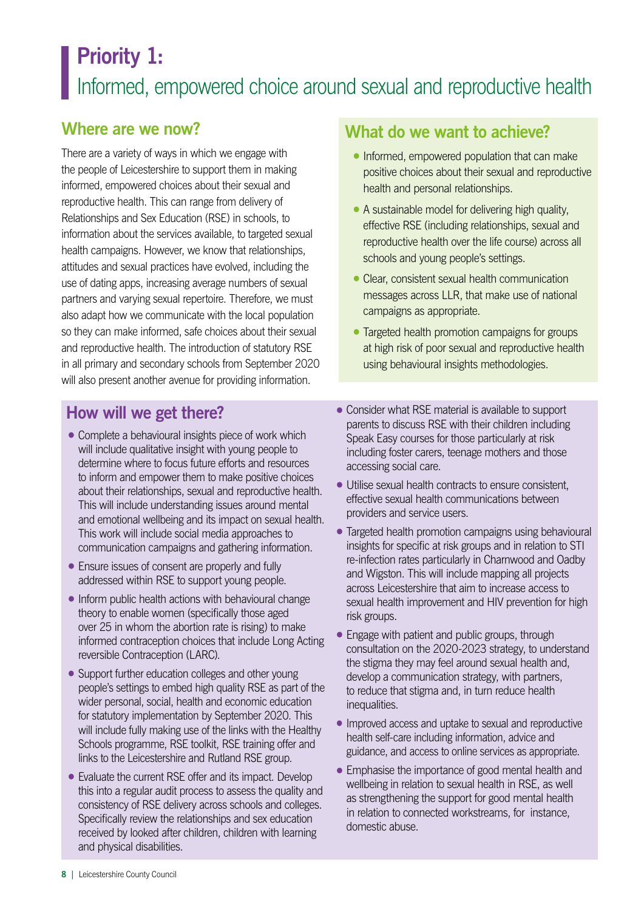# Priority 1:
Informed, empowered choice around sexual and reproductive health

## Where are we now?

There are a variety of ways in which we engage with the people of Leicestershire to support them in making informed, empowered choices about their sexual and reproductive health. This can range from delivery of Relationships and Sex Education (RSE) in schools, to information about the services available, to targeted sexual health campaigns. However, we know that relationships, attitudes and sexual practices have evolved, including the use of dating apps, increasing average numbers of sexual partners and varying sexual repertoire. Therefore, we must also adapt how we communicate with the local population so they can make informed, safe choices about their sexual and reproductive health. The introduction of statutory RSE in all primary and secondary schools from September 2020 will also present another avenue for providing information.

## What do we want to achieve?

- Informed, empowered population that can make positive choices about their sexual and reproductive health and personal relationships.
- A sustainable model for delivering high quality, effective RSE (including relationships, sexual and reproductive health over the life course) across all schools and young people's settings.
- Clear, consistent sexual health communication messages across LLR, that make use of national campaigns as appropriate.
- Targeted health promotion campaigns for groups at high risk of poor sexual and reproductive health using behavioural insights methodologies.

## How will we get there?

- Complete a behavioural insights piece of work which will include qualitative insight with young people to determine where to focus future efforts and resources to inform and empower them to make positive choices about their relationships, sexual and reproductive health. This will include understanding issues around mental and emotional wellbeing and its impact on sexual health. This work will include social media approaches to communication campaigns and gathering information.
- Ensure issues of consent are properly and fully addressed within RSE to support young people.
- Inform public health actions with behavioural change theory to enable women (specifically those aged over 25 in whom the abortion rate is rising) to make informed contraception choices that include Long Acting reversible Contraception (LARC).
- Support further education colleges and other young people's settings to embed high quality RSE as part of the wider personal, social, health and economic education for statutory implementation by September 2020. This will include fully making use of the links with the Healthy Schools programme, RSE toolkit, RSE training offer and links to the Leicestershire and Rutland RSE group.
- Evaluate the current RSE offer and its impact. Develop this into a regular audit process to assess the quality and consistency of RSE delivery across schools and colleges. Specifically review the relationships and sex education received by looked after children, children with learning and physical disabilities.
- Consider what RSE material is available to support parents to discuss RSE with their children including Speak Easy courses for those particularly at risk including foster carers, teenage mothers and those accessing social care.
- Utilise sexual health contracts to ensure consistent, effective sexual health communications between providers and service users.
- Targeted health promotion campaigns using behavioural insights for specific at risk groups and in relation to STI re-infection rates particularly in Charnwood and Oadby and Wigston. This will include mapping all projects across Leicestershire that aim to increase access to sexual health improvement and HIV prevention for high risk groups.
- Engage with patient and public groups, through consultation on the 2020-2023 strategy, to understand the stigma they may feel around sexual health and, develop a communication strategy, with partners, to reduce that stigma and, in turn reduce health inequalities.
- Improved access and uptake to sexual and reproductive health self-care including information, advice and guidance, and access to online services as appropriate.
- Emphasise the importance of good mental health and wellbeing in relation to sexual health in RSE, as well as strengthening the support for good mental health in relation to connected workstreams, for instance, domestic abuse.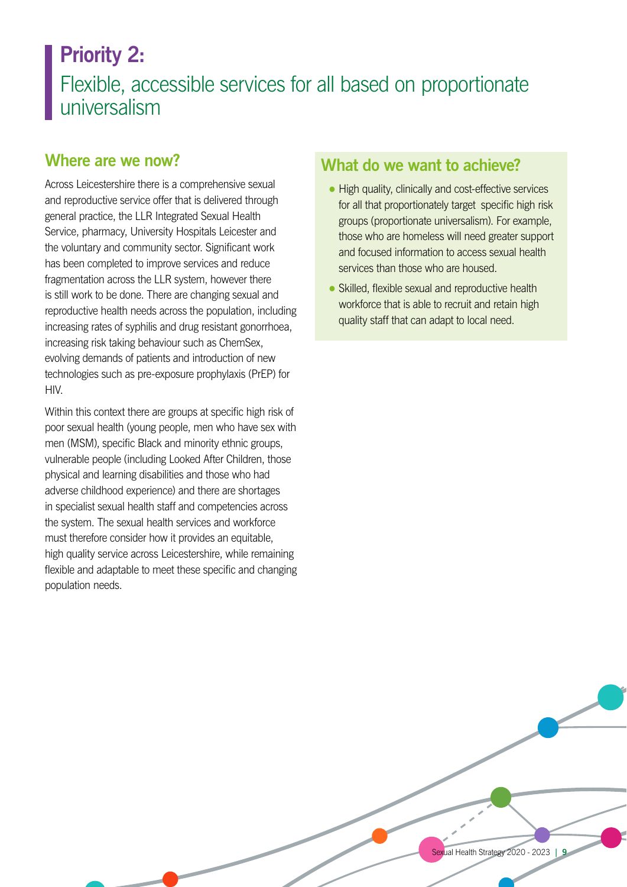# Priority 2:

## Flexible, accessible services for all based on proportionate universalism

### Where are we now?

Across Leicestershire there is a comprehensive sexual and reproductive service offer that is delivered through general practice, the LLR Integrated Sexual Health Service, pharmacy, University Hospitals Leicester and the voluntary and community sector. Significant work has been completed to improve services and reduce fragmentation across the LLR system, however there is still work to be done. There are changing sexual and reproductive health needs across the population, including increasing rates of syphilis and drug resistant gonorrhoea, increasing risk taking behaviour such as ChemSex, evolving demands of patients and introduction of new technologies such as pre-exposure prophylaxis (PrEP) for HIV.

Within this context there are groups at specific high risk of poor sexual health (young people, men who have sex with men (MSM), specific Black and minority ethnic groups, vulnerable people (including Looked After Children, those physical and learning disabilities and those who had adverse childhood experience) and there are shortages in specialist sexual health staff and competencies across the system. The sexual health services and workforce must therefore consider how it provides an equitable, high quality service across Leicestershire, while remaining flexible and adaptable to meet these specific and changing population needs.

### What do we want to achieve?

- High quality, clinically and cost-effective services for all that proportionately target specific high risk groups (proportionate universalism). For example, those who are homeless will need greater support and focused information to access sexual health services than those who are housed.
- Skilled, flexible sexual and reproductive health workforce that is able to recruit and retain high quality staff that can adapt to local need.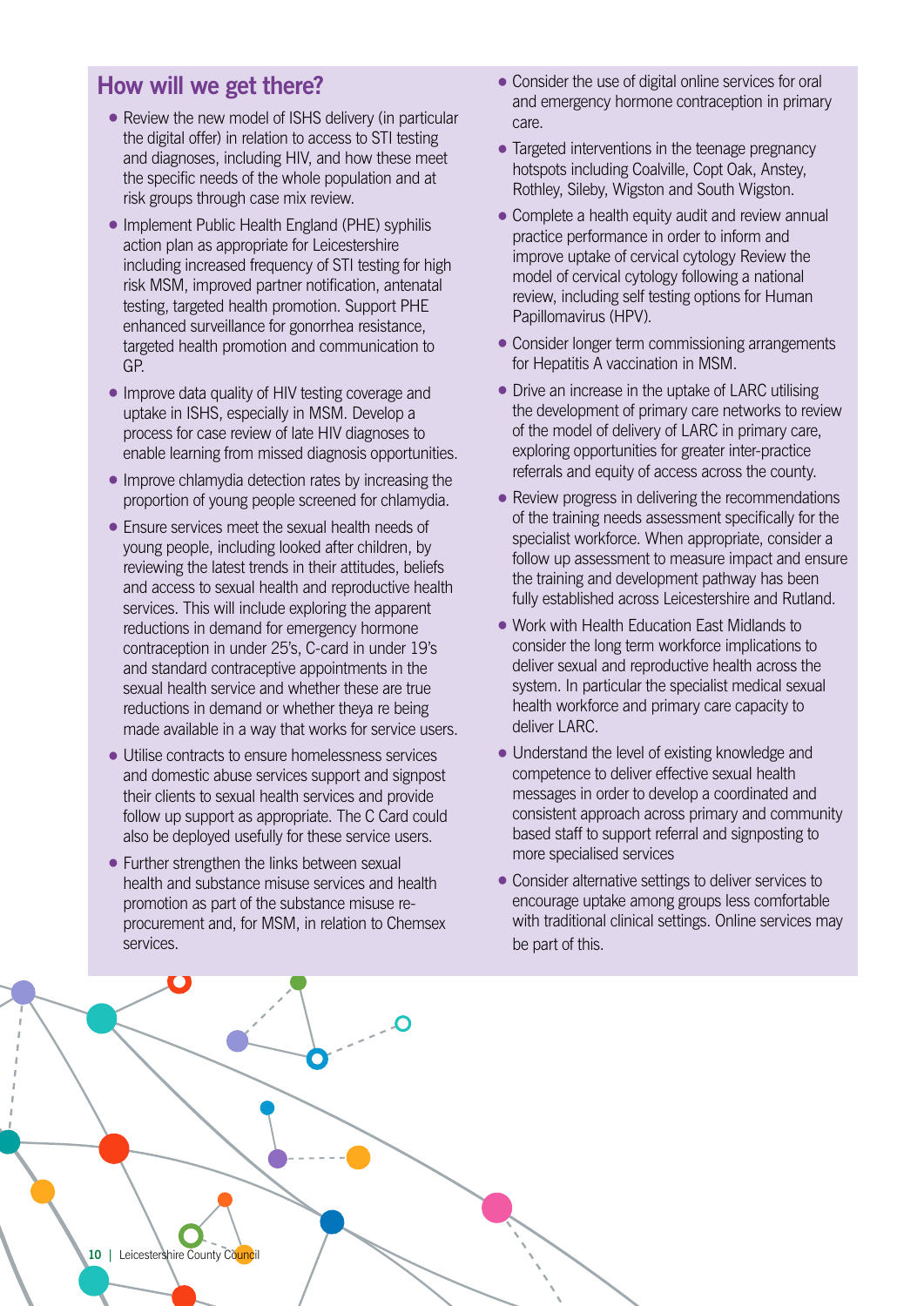## How will we get there?

- Review the new model of ISHS delivery (in particular the digital offer) in relation to access to STI testing and diagnoses, including HIV, and how these meet the specific needs of the whole population and at risk groups through case mix review.
- Implement Public Health England (PHE) syphilis action plan as appropriate for Leicestershire including increased frequency of STI testing for high risk MSM, improved partner notification, antenatal testing, targeted health promotion. Support PHE enhanced surveillance for gonorrhea resistance, targeted health promotion and communication to GP.
- Improve data quality of HIV testing coverage and uptake in ISHS, especially in MSM. Develop a process for case review of late HIV diagnoses to enable learning from missed diagnosis opportunities.
- Improve chlamydia detection rates by increasing the proportion of young people screened for chlamydia.
- Ensure services meet the sexual health needs of young people, including looked after children, by reviewing the latest trends in their attitudes, beliefs and access to sexual health and reproductive health services. This will include exploring the apparent reductions in demand for emergency hormone contraception in under 25's, C-card in under 19's and standard contraceptive appointments in the sexual health service and whether these are true reductions in demand or whether theya re being made available in a way that works for service users.
- Utilise contracts to ensure homelessness services and domestic abuse services support and signpost their clients to sexual health services and provide follow up support as appropriate. The C Card could also be deployed usefully for these service users.
- Further strengthen the links between sexual health and substance misuse services and health promotion as part of the substance misuse re-procurement and, for MSM, in relation to Chemsex services.
- Consider the use of digital online services for oral and emergency hormone contraception in primary care.
- Targeted interventions in the teenage pregnancy hotspots including Coalville, Copt Oak, Anstey, Rothley, Sileby, Wigston and South Wigston.
- Complete a health equity audit and review annual practice performance in order to inform and improve uptake of cervical cytology Review the model of cervical cytology following a national review, including self testing options for Human Papillomavirus (HPV).
- Consider longer term commissioning arrangements for Hepatitis A vaccination in MSM.
- Drive an increase in the uptake of LARC utilising the development of primary care networks to review of the model of delivery of LARC in primary care, exploring opportunities for greater inter-practice referrals and equity of access across the county.
- Review progress in delivering the recommendations of the training needs assessment specifically for the specialist workforce. When appropriate, consider a follow up assessment to measure impact and ensure the training and development pathway has been fully established across Leicestershire and Rutland.
- Work with Health Education East Midlands to consider the long term workforce implications to deliver sexual and reproductive health across the system. In particular the specialist medical sexual health workforce and primary care capacity to deliver LARC.
- Understand the level of existing knowledge and competence to deliver effective sexual health messages in order to develop a coordinated and consistent approach across primary and community based staff to support referral and signposting to more specialised services
- Consider alternative settings to deliver services to encourage uptake among groups less comfortable with traditional clinical settings. Online services may be part of this.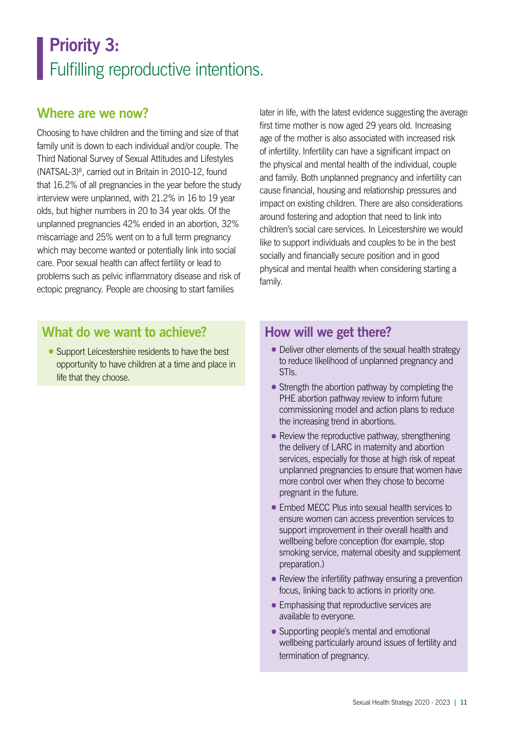# Priority 3:
Fulfilling reproductive intentions.

## Where are we now?

Choosing to have children and the timing and size of that family unit is down to each individual and/or couple. The Third National Survey of Sexual Attitudes and Lifestyles (NATSAL-3)[8], carried out in Britain in 2010-12, found that 16.2% of all pregnancies in the year before the study interview were unplanned, with 21.2% in 16 to 19 year olds, but higher numbers in 20 to 34 year olds. Of the unplanned pregnancies 42% ended in an abortion, 32% miscarriage and 25% went on to a full term pregnancy which may become wanted or potentially link into social care. Poor sexual health can affect fertility or lead to problems such as pelvic inflammatory disease and risk of ectopic pregnancy. People are choosing to start families later in life, with the latest evidence suggesting the average first time mother is now aged 29 years old. Increasing age of the mother is also associated with increased risk of infertility. Infertility can have a significant impact on the physical and mental health of the individual, couple and family. Both unplanned pregnancy and infertility can cause financial, housing and relationship pressures and impact on existing children. There are also considerations around fostering and adoption that need to link into children's social care services. In Leicestershire we would like to support individuals and couples to be in the best socially and financially secure position and in good physical and mental health when considering starting a family.

## What do we want to achieve?

- Support Leicestershire residents to have the best opportunity to have children at a time and place in life that they choose.

## How will we get there?

- Deliver other elements of the sexual health strategy to reduce likelihood of unplanned pregnancy and STIs.
- Strength the abortion pathway by completing the PHE abortion pathway review to inform future commissioning model and action plans to reduce the increasing trend in abortions.
- Review the reproductive pathway, strengthening the delivery of LARC in maternity and abortion services, especially for those at high risk of repeat unplanned pregnancies to ensure that women have more control over when they chose to become pregnant in the future.
- Embed MECC Plus into sexual health services to ensure women can access prevention services to support improvement in their overall health and wellbeing before conception (for example, stop smoking service, maternal obesity and supplement preparation.)
- Review the infertility pathway ensuring a prevention focus, linking back to actions in priority one.
- Emphasising that reproductive services are available to everyone.
- Supporting people's mental and emotional wellbeing particularly around issues of fertility and termination of pregnancy.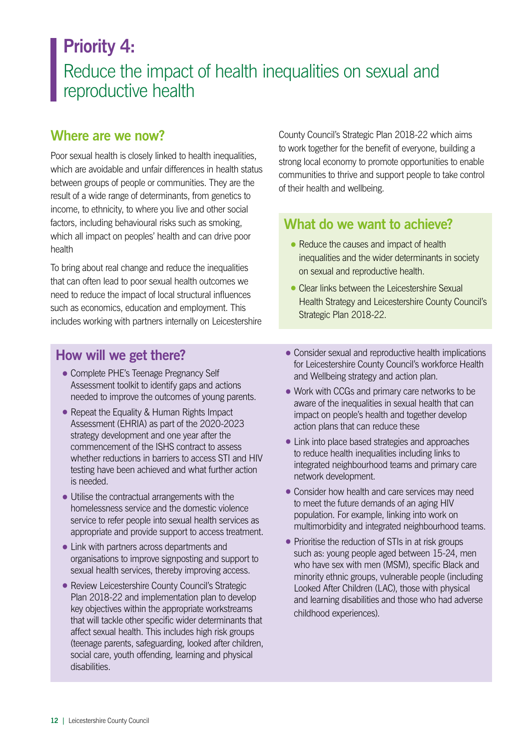# Priority 4:

## Reduce the impact of health inequalities on sexual and reproductive health

### Where are we now?

Poor sexual health is closely linked to health inequalities, which are avoidable and unfair differences in health status between groups of people or communities. They are the result of a wide range of determinants, from genetics to income, to ethnicity, to where you live and other social factors, including behavioural risks such as smoking, which all impact on peoples' health and can drive poor health

To bring about real change and reduce the inequalities that can often lead to poor sexual health outcomes we need to reduce the impact of local structural influences such as economics, education and employment. This includes working with partners internally on Leicestershire County Council's Strategic Plan 2018-22 which aims to work together for the benefit of everyone, building a strong local economy to promote opportunities to enable communities to thrive and support people to take control of their health and wellbeing.

### What do we want to achieve?

- Reduce the causes and impact of health inequalities and the wider determinants in society on sexual and reproductive health.
- Clear links between the Leicestershire Sexual Health Strategy and Leicestershire County Council's Strategic Plan 2018-22.

### How will we get there?

- Complete PHE's Teenage Pregnancy Self Assessment toolkit to identify gaps and actions needed to improve the outcomes of young parents.
- Repeat the Equality & Human Rights Impact Assessment (EHRIA) as part of the 2020-2023 strategy development and one year after the commencement of the ISHS contract to assess whether reductions in barriers to access STI and HIV testing have been achieved and what further action is needed.
- Utilise the contractual arrangements with the homelessness service and the domestic violence service to refer people into sexual health services as appropriate and provide support to access treatment.
- Link with partners across departments and organisations to improve signposting and support to sexual health services, thereby improving access.
- Review Leicestershire County Council's Strategic Plan 2018-22 and implementation plan to develop key objectives within the appropriate workstreams that will tackle other specific wider determinants that affect sexual health. This includes high risk groups (teenage parents, safeguarding, looked after children, social care, youth offending, learning and physical disabilities.
- Consider sexual and reproductive health implications for Leicestershire County Council's workforce Health and Wellbeing strategy and action plan.
- Work with CCGs and primary care networks to be aware of the inequalities in sexual health that can impact on people's health and together develop action plans that can reduce these
- Link into place based strategies and approaches to reduce health inequalities including links to integrated neighbourhood teams and primary care network development.
- Consider how health and care services may need to meet the future demands of an aging HIV population. For example, linking into work on multimorbidity and integrated neighbourhood teams.
- Prioritise the reduction of STIs in at risk groups such as: young people aged between 15-24, men who have sex with men (MSM), specific Black and minority ethnic groups, vulnerable people (including Looked After Children (LAC), those with physical and learning disabilities and those who had adverse childhood experiences).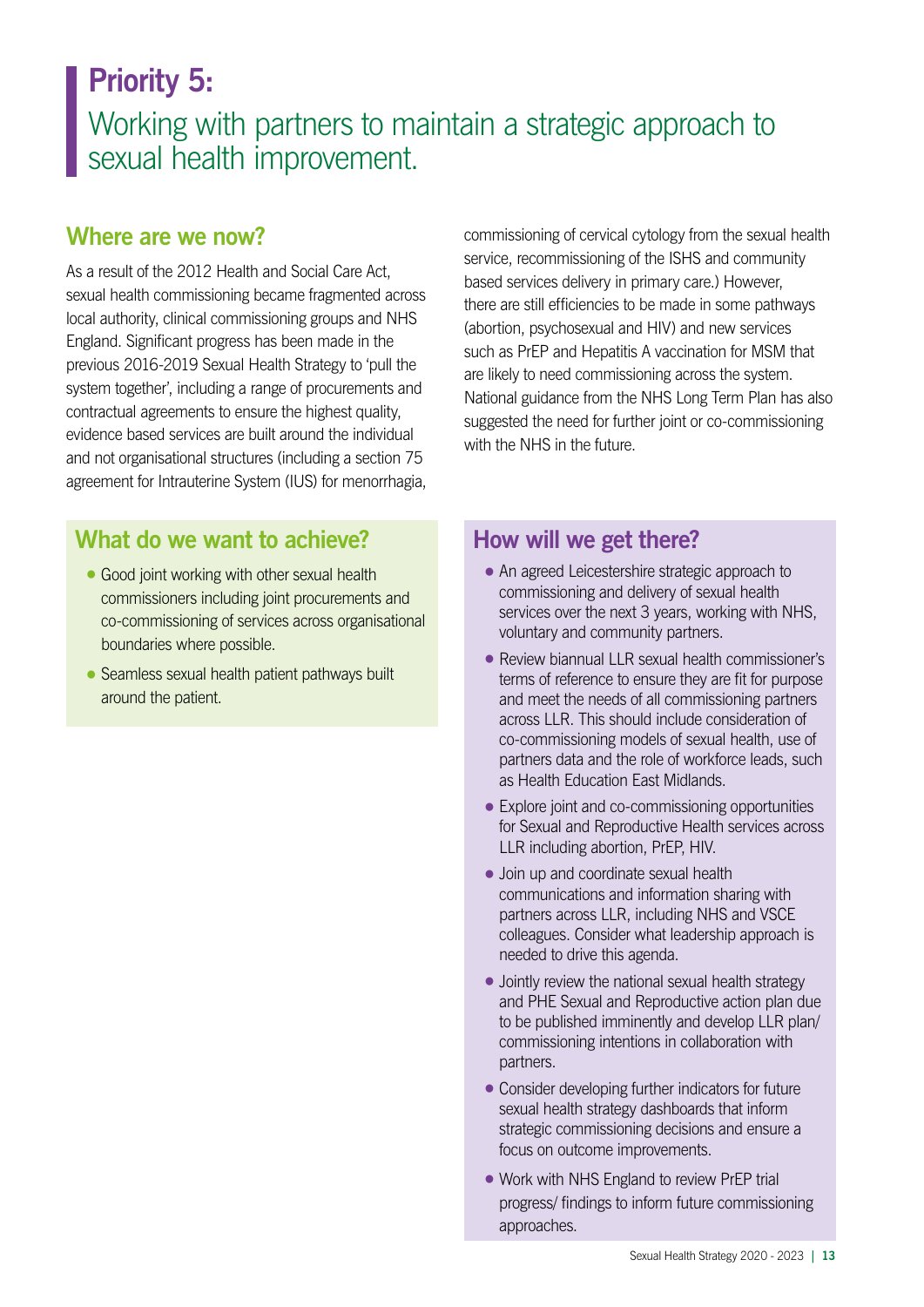# Priority 5:
## Working with partners to maintain a strategic approach to sexual health improvement.

### Where are we now?

As a result of the 2012 Health and Social Care Act, sexual health commissioning became fragmented across local authority, clinical commissioning groups and NHS England. Significant progress has been made in the previous 2016-2019 Sexual Health Strategy to 'pull the system together', including a range of procurements and contractual agreements to ensure the highest quality, evidence based services are built around the individual and not organisational structures (including a section 75 agreement for Intrauterine System (IUS) for menorrhagia, commissioning of cervical cytology from the sexual health service, recommissioning of the ISHS and community based services delivery in primary care.) However, there are still efficiencies to be made in some pathways (abortion, psychosexual and HIV) and new services such as PrEP and Hepatitis A vaccination for MSM that are likely to need commissioning across the system. National guidance from the NHS Long Term Plan has also suggested the need for further joint or co-commissioning with the NHS in the future.

### What do we want to achieve?

- Good joint working with other sexual health commissioners including joint procurements and co-commissioning of services across organisational boundaries where possible.
- Seamless sexual health patient pathways built around the patient.

### How will we get there?

- An agreed Leicestershire strategic approach to commissioning and delivery of sexual health services over the next 3 years, working with NHS, voluntary and community partners.
- Review biannual LLR sexual health commissioner's terms of reference to ensure they are fit for purpose and meet the needs of all commissioning partners across LLR. This should include consideration of co-commissioning models of sexual health, use of partners data and the role of workforce leads, such as Health Education East Midlands.
- Explore joint and co-commissioning opportunities for Sexual and Reproductive Health services across LLR including abortion, PrEP, HIV.
- Join up and coordinate sexual health communications and information sharing with partners across LLR, including NHS and VSCE colleagues. Consider what leadership approach is needed to drive this agenda.
- Jointly review the national sexual health strategy and PHE Sexual and Reproductive action plan due to be published imminently and develop LLR plan/ commissioning intentions in collaboration with partners.
- Consider developing further indicators for future sexual health strategy dashboards that inform strategic commissioning decisions and ensure a focus on outcome improvements.
- Work with NHS England to review PrEP trial progress/ findings to inform future commissioning approaches.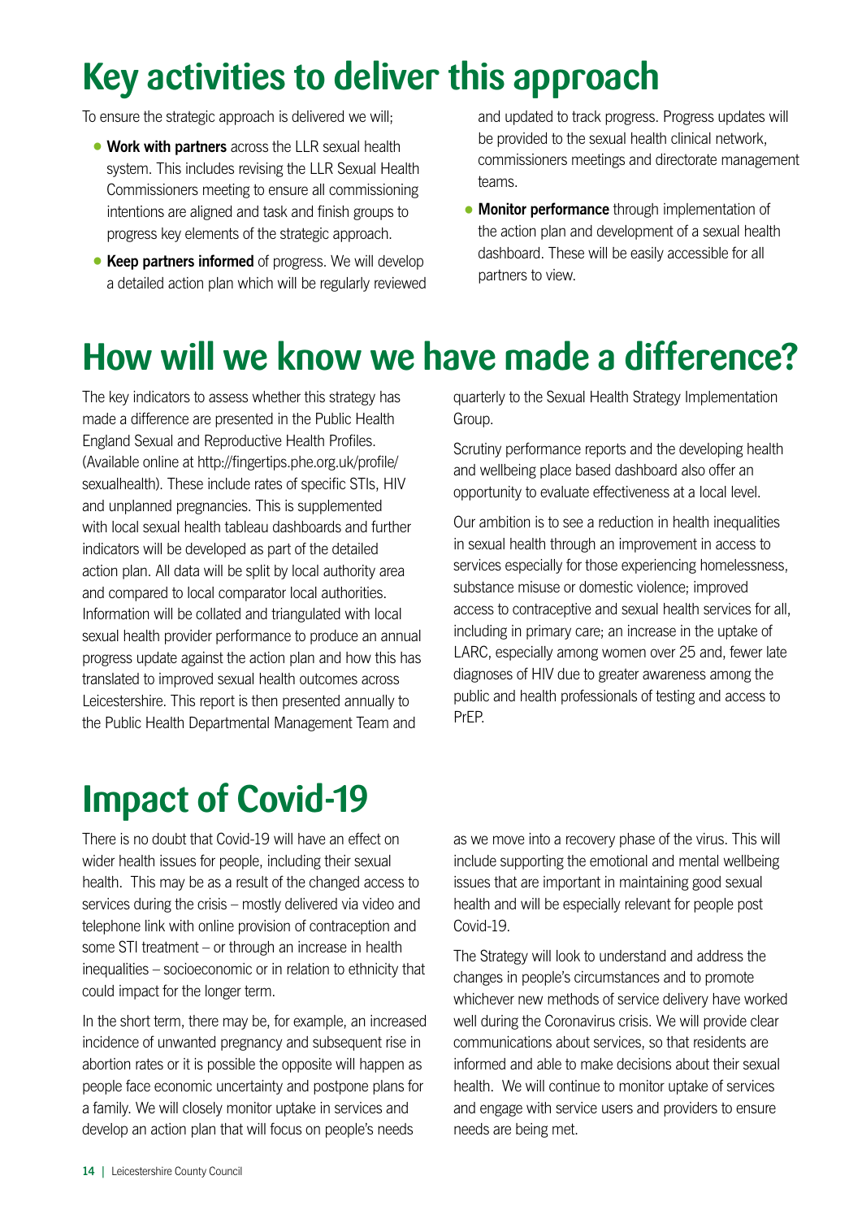# Key activities to deliver this approach

To ensure the strategic approach is delivered we will;

- **Work with partners** across the LLR sexual health system. This includes revising the LLR Sexual Health Commissioners meeting to ensure all commissioning intentions are aligned and task and finish groups to progress key elements of the strategic approach.
- **Keep partners informed** of progress. We will develop a detailed action plan which will be regularly reviewed and updated to track progress. Progress updates will be provided to the sexual health clinical network, commissioners meetings and directorate management teams.
- **Monitor performance** through implementation of the action plan and development of a sexual health dashboard. These will be easily accessible for all partners to view.

# How will we know we have made a difference?

The key indicators to assess whether this strategy has made a difference are presented in the Public Health England Sexual and Reproductive Health Profiles. (Available online at http://fingertips.phe.org.uk/profile/sexualhealth). These include rates of specific STIs, HIV and unplanned pregnancies. This is supplemented with local sexual health tableau dashboards and further indicators will be developed as part of the detailed action plan. All data will be split by local authority area and compared to local comparator local authorities. Information will be collated and triangulated with local sexual health provider performance to produce an annual progress update against the action plan and how this has translated to improved sexual health outcomes across Leicestershire. This report is then presented annually to the Public Health Departmental Management Team and quarterly to the Sexual Health Strategy Implementation Group.

Scrutiny performance reports and the developing health and wellbeing place based dashboard also offer an opportunity to evaluate effectiveness at a local level.

Our ambition is to see a reduction in health inequalities in sexual health through an improvement in access to services especially for those experiencing homelessness, substance misuse or domestic violence; improved access to contraceptive and sexual health services for all, including in primary care; an increase in the uptake of LARC, especially among women over 25 and, fewer late diagnoses of HIV due to greater awareness among the public and health professionals of testing and access to PrEP.

# Impact of Covid-19

There is no doubt that Covid-19 will have an effect on wider health issues for people, including their sexual health. This may be as a result of the changed access to services during the crisis – mostly delivered via video and telephone link with online provision of contraception and some STI treatment – or through an increase in health inequalities – socioeconomic or in relation to ethnicity that could impact for the longer term.

In the short term, there may be, for example, an increased incidence of unwanted pregnancy and subsequent rise in abortion rates or it is possible the opposite will happen as people face economic uncertainty and postpone plans for a family. We will closely monitor uptake in services and develop an action plan that will focus on people's needs as we move into a recovery phase of the virus. This will include supporting the emotional and mental wellbeing issues that are important in maintaining good sexual health and will be especially relevant for people post Covid-19.

The Strategy will look to understand and address the changes in people's circumstances and to promote whichever new methods of service delivery have worked well during the Coronavirus crisis. We will provide clear communications about services, so that residents are informed and able to make decisions about their sexual health. We will continue to monitor uptake of services and engage with service users and providers to ensure needs are being met.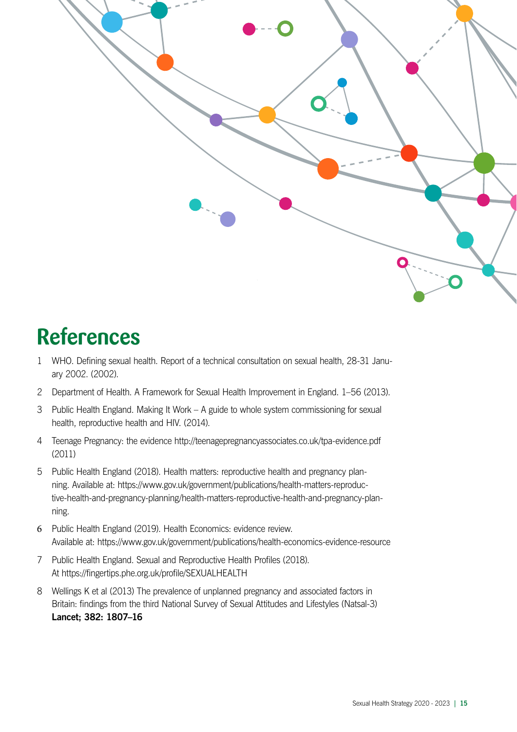# References

1. WHO. Defining sexual health. Report of a technical consultation on sexual health, 28-31 January 2002. (2002).
2. Department of Health. A Framework for Sexual Health Improvement in England. 1–56 (2013).
3. Public Health England. Making It Work – A guide to whole system commissioning for sexual health, reproductive health and HIV. (2014).
4. Teenage Pregnancy: the evidence http://teenagepregnancyassociates.co.uk/tpa-evidence.pdf (2011)
5. Public Health England (2018). Health matters: reproductive health and pregnancy planning. Available at: https://www.gov.uk/government/publications/health-matters-reproductive-health-and-pregnancy-planning/health-matters-reproductive-health-and-pregnancy-planning.
6. Public Health England (2019). Health Economics: evidence review. Available at: https://www.gov.uk/government/publications/health-economics-evidence-resource
7. Public Health England. Sexual and Reproductive Health Profiles (2018). At https://fingertips.phe.org.uk/profile/SEXUALHEALTH
8. Wellings K et al (2013) The prevalence of unplanned pregnancy and associated factors in Britain: findings from the third National Survey of Sexual Attitudes and Lifestyles (Natsal-3) **Lancet; 382: 1807–16**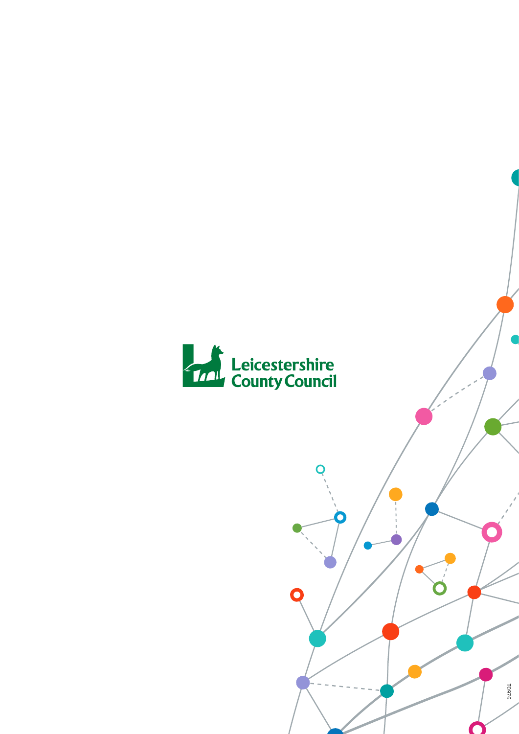Leicestershire County Council

T0976